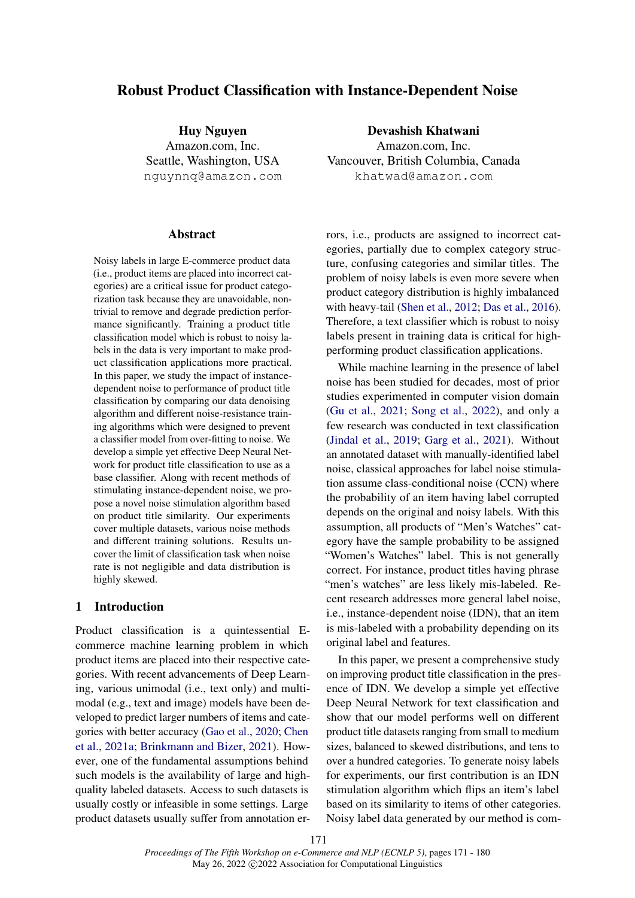# Robust Product Classification with Instance-Dependent Noise

**Huy Nguyen**
Amazon.com, Inc.
Seattle, Washington, USA
nguynnq@amazon.com

**Devashish Khatwani**
Amazon.com, Inc.
Vancouver, British Columbia, Canada
khatwad@amazon.com

## Abstract

Noisy labels in large E-commerce product data (i.e., product items are placed into incorrect categories) are a critical issue for product categorization task because they are unavoidable, non-trivial to remove and degrade prediction performance significantly. Training a product title classification model which is robust to noisy labels in the data is very important to make product classification applications more practical. In this paper, we study the impact of instance-dependent noise to performance of product title classification by comparing our data denoising algorithm and different noise-resistance training algorithms which were designed to prevent a classifier model from over-fitting to noise. We develop a simple yet effective Deep Neural Network for product title classification to use as a base classifier. Along with recent methods of stimulating instance-dependent noise, we propose a novel noise stimulation algorithm based on product title similarity. Our experiments cover multiple datasets, various noise methods and different training solutions. Results uncover the limit of classification task when noise rate is not negligible and data distribution is highly skewed.

## 1 Introduction

Product classification is a quintessential E-commerce machine learning problem in which product items are placed into their respective categories. With recent advancements of Deep Learning, various unimodal (i.e., text only) and multi-modal (e.g., text and image) models have been developed to predict larger numbers of items and categories with better accuracy (Gao et al., 2020; Chen et al., 2021a; Brinkmann and Bizer, 2021). However, one of the fundamental assumptions behind such models is the availability of large and high-quality labeled datasets. Access to such datasets is usually costly or infeasible in some settings. Large product datasets usually suffer from annotation errors, i.e., products are assigned to incorrect categories, partially due to complex category structure, confusing categories and similar titles. The problem of noisy labels is even more severe when product category distribution is highly imbalanced with heavy-tail (Shen et al., 2012; Das et al., 2016). Therefore, a text classifier which is robust to noisy labels present in training data is critical for high-performing product classification applications.

While machine learning in the presence of label noise has been studied for decades, most of prior studies experimented in computer vision domain (Gu et al., 2021; Song et al., 2022), and only a few research was conducted in text classification (Jindal et al., 2019; Garg et al., 2021). Without an annotated dataset with manually-identified label noise, classical approaches for label noise stimulation assume class-conditional noise (CCN) where the probability of an item having label corrupted depends on the original and noisy labels. With this assumption, all products of "Men's Watches" category have the sample probability to be assigned "Women's Watches" label. This is not generally correct. For instance, product titles having phrase "men's watches" are less likely mis-labeled. Recent research addresses more general label noise, i.e., instance-dependent noise (IDN), that an item is mis-labeled with a probability depending on its original label and features.

In this paper, we present a comprehensive study on improving product title classification in the presence of IDN. We develop a simple yet effective Deep Neural Network for text classification and show that our model performs well on different product title datasets ranging from small to medium sizes, balanced to skewed distributions, and tens to over a hundred categories. To generate noisy labels for experiments, our first contribution is an IDN stimulation algorithm which flips an item's label based on its similarity to items of other categories. Noisy label data generated by our method is com-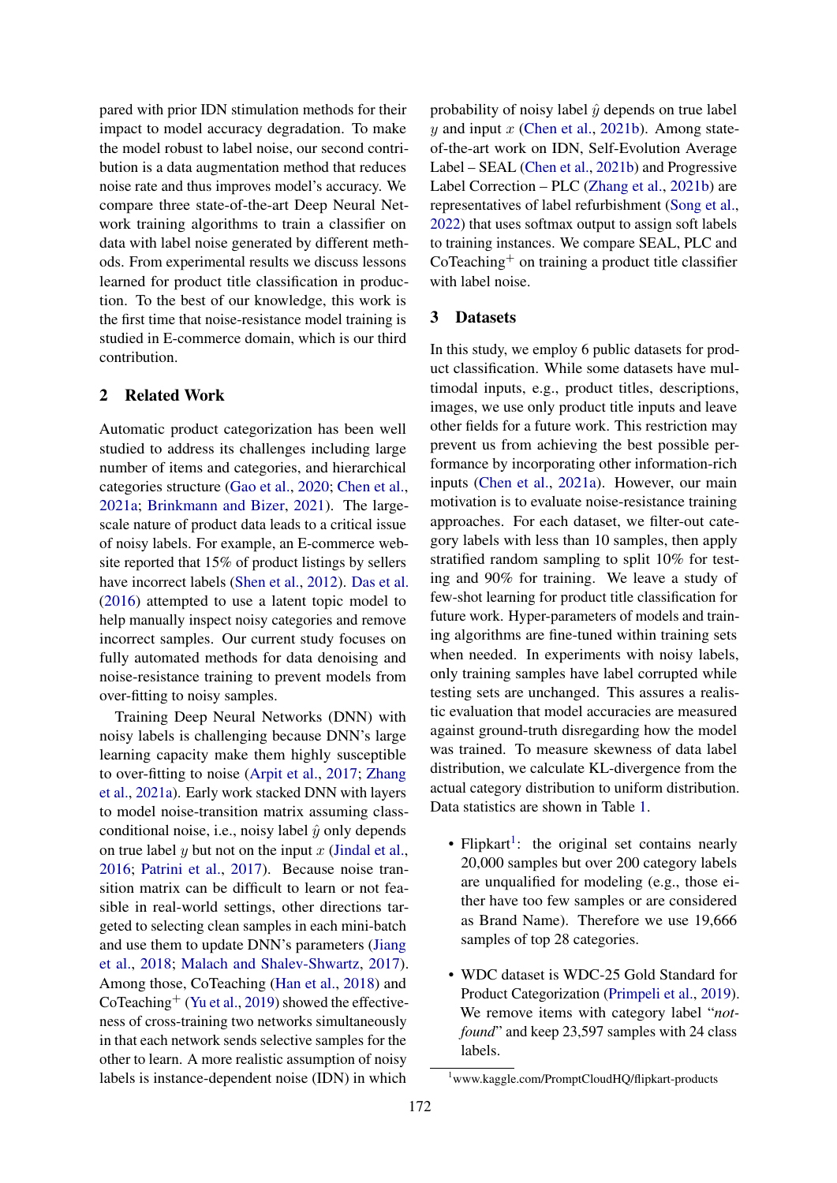pared with prior IDN stimulation methods for their impact to model accuracy degradation. To make the model robust to label noise, our second contribution is a data augmentation method that reduces noise rate and thus improves model's accuracy. We compare three state-of-the-art Deep Neural Network training algorithms to train a classifier on data with label noise generated by different methods. From experimental results we discuss lessons learned for product title classification in production. To the best of our knowledge, this work is the first time that noise-resistance model training is studied in E-commerce domain, which is our third contribution.

## 2 Related Work

Automatic product categorization has been well studied to address its challenges including large number of items and categories, and hierarchical categories structure (Gao et al., 2020; Chen et al., 2021a; Brinkmann and Bizer, 2021). The large-scale nature of product data leads to a critical issue of noisy labels. For example, an E-commerce website reported that 15% of product listings by sellers have incorrect labels (Shen et al., 2012). Das et al. (2016) attempted to use a latent topic model to help manually inspect noisy categories and remove incorrect samples. Our current study focuses on fully automated methods for data denoising and noise-resistance training to prevent models from over-fitting to noisy samples.

Training Deep Neural Networks (DNN) with noisy labels is challenging because DNN's large learning capacity make them highly susceptible to over-fitting to noise (Arpit et al., 2017; Zhang et al., 2021a). Early work stacked DNN with layers to model noise-transition matrix assuming class-conditional noise, i.e., noisy label $\hat{y}$ only depends on true label $y$ but not on the input $x$ (Jindal et al., 2016; Patrini et al., 2017). Because noise transition matrix can be difficult to learn or not feasible in real-world settings, other directions targeted to selecting clean samples in each mini-batch and use them to update DNN's parameters (Jiang et al., 2018; Malach and Shalev-Shwartz, 2017). Among those, CoTeaching (Han et al., 2018) and CoTeaching$^{+}$ (Yu et al., 2019) showed the effectiveness of cross-training two networks simultaneously in that each network sends selective samples for the other to learn. A more realistic assumption of noisy labels is instance-dependent noise (IDN) in which probability of noisy label $\hat{y}$ depends on true label $y$ and input $x$ (Chen et al., 2021b). Among state-of-the-art work on IDN, Self-Evolution Average Label – SEAL (Chen et al., 2021b) and Progressive Label Correction – PLC (Zhang et al., 2021b) are representatives of label refurbishment (Song et al., 2022) that uses softmax output to assign soft labels to training instances. We compare SEAL, PLC and CoTeaching$^{+}$ on training a product title classifier with label noise.

## 3 Datasets

In this study, we employ 6 public datasets for product classification. While some datasets have multimodal inputs, e.g., product titles, descriptions, images, we use only product title inputs and leave other fields for a future work. This restriction may prevent us from achieving the best possible performance by incorporating other information-rich inputs (Chen et al., 2021a). However, our main motivation is to evaluate noise-resistance training approaches. For each dataset, we filter-out category labels with less than 10 samples, then apply stratified random sampling to split 10% for testing and 90% for training. We leave a study of few-shot learning for product title classification for future work. Hyper-parameters of models and training algorithms are fine-tuned within training sets when needed. In experiments with noisy labels, only training samples have label corrupted while testing sets are unchanged. This assures a realistic evaluation that model accuracies are measured against ground-truth disregarding how the model was trained. To measure skewness of data label distribution, we calculate KL-divergence from the actual category distribution to uniform distribution. Data statistics are shown in Table 1.

- Flipkart[1]: the original set contains nearly 20,000 samples but over 200 category labels are unqualified for modeling (e.g., those either have too few samples or are considered as Brand Name). Therefore we use 19,666 samples of top 28 categories.
- WDC dataset is WDC-25 Gold Standard for Product Categorization (Primpeli et al., 2019). We remove items with category label "*not-found*" and keep 23,597 samples with 24 class labels.

[1] www.kaggle.com/PromptCloudHQ/flipkart-products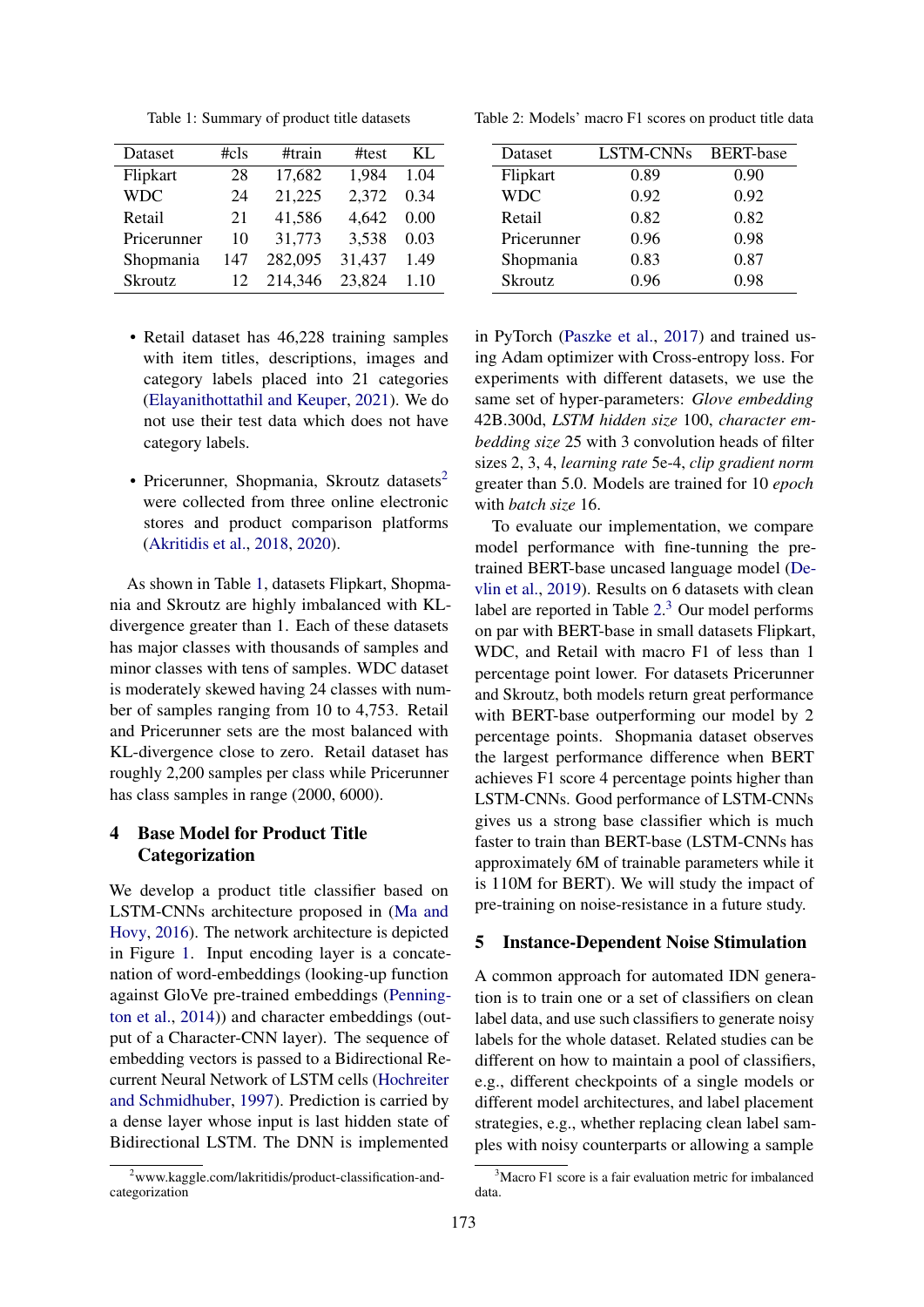Table 1: Summary of product title datasets

| Dataset | #cls | #train | #test | KL |
|---|---|---|---|---|
| Flipkart | 28 | 17,682 | 1,984 | 1.04 |
| WDC | 24 | 21,225 | 2,372 | 0.34 |
| Retail | 21 | 41,586 | 4,642 | 0.00 |
| Pricerunner | 10 | 31,773 | 3,538 | 0.03 |
| Shopmania | 147 | 282,095 | 31,437 | 1.49 |
| Skroutz | 12 | 214,346 | 23,824 | 1.10 |

- Retail dataset has 46,228 training samples with item titles, descriptions, images and category labels placed into 21 categories (Elayanithottathil and Keuper, 2021). We do not use their test data which does not have category labels.
- Pricerunner, Shopmania, Skroutz datasets[2] were collected from three online electronic stores and product comparison platforms (Akritidis et al., 2018, 2020).

As shown in Table 1, datasets Flipkart, Shopmania and Skroutz are highly imbalanced with KL-divergence greater than 1. Each of these datasets has major classes with thousands of samples and minor classes with tens of samples. WDC dataset is moderately skewed having 24 classes with number of samples ranging from 10 to 4,753. Retail and Pricerunner sets are the most balanced with KL-divergence close to zero. Retail dataset has roughly 2,200 samples per class while Pricerunner has class samples in range (2000, 6000).

## 4 Base Model for Product Title Categorization

We develop a product title classifier based on LSTM-CNNs architecture proposed in (Ma and Hovy, 2016). The network architecture is depicted in Figure 1. Input encoding layer is a concatenation of word-embeddings (looking-up function against GloVe pre-trained embeddings (Pennington et al., 2014)) and character embeddings (output of a Character-CNN layer). The sequence of embedding vectors is passed to a Bidirectional Recurrent Neural Network of LSTM cells (Hochreiter and Schmidhuber, 1997). Prediction is carried by a dense layer whose input is last hidden state of Bidirectional LSTM. The DNN is implemented in PyTorch (Paszke et al., 2017) and trained using Adam optimizer with Cross-entropy loss. For experiments with different datasets, we use the same set of hyper-parameters: *Glove embedding* 42B.300d, *LSTM hidden size* 100, *character embedding size* 25 with 3 convolution heads of filter sizes 2, 3, 4, *learning rate* 5e-4, *clip gradient norm* greater than 5.0. Models are trained for 10 *epoch* with *batch size* 16.

[2] www.kaggle.com/lakritidis/product-classification-and-categorization

Table 2: Models' macro F1 scores on product title data

| Dataset | LSTM-CNNs | BERT-base |
|---|---|---|
| Flipkart | 0.89 | 0.90 |
| WDC | 0.92 | 0.92 |
| Retail | 0.82 | 0.82 |
| Pricerunner | 0.96 | 0.98 |
| Shopmania | 0.83 | 0.87 |
| Skroutz | 0.96 | 0.98 |

To evaluate our implementation, we compare model performance with fine-tunning the pre-trained BERT-base uncased language model (Devlin et al., 2019). Results on 6 datasets with clean label are reported in Table 2.[3] Our model performs on par with BERT-base in small datasets Flipkart, WDC, and Retail with macro F1 of less than 1 percentage point lower. For datasets Pricerunner and Skroutz, both models return great performance with BERT-base outperforming our model by 2 percentage points. Shopmania dataset observes the largest performance difference when BERT achieves F1 score 4 percentage points higher than LSTM-CNNs. Good performance of LSTM-CNNs gives us a strong base classifier which is much faster to train than BERT-base (LSTM-CNNs has approximately 6M of trainable parameters while it is 110M for BERT). We will study the impact of pre-training on noise-resistance in a future study.

## 5 Instance-Dependent Noise Stimulation

A common approach for automated IDN generation is to train one or a set of classifiers on clean label data, and use such classifiers to generate noisy labels for the whole dataset. Related studies can be different on how to maintain a pool of classifiers, e.g., different checkpoints of a single models or different model architectures, and label placement strategies, e.g., whether replacing clean label samples with noisy counterparts or allowing a sample

[3] Macro F1 score is a fair evaluation metric for imbalanced data.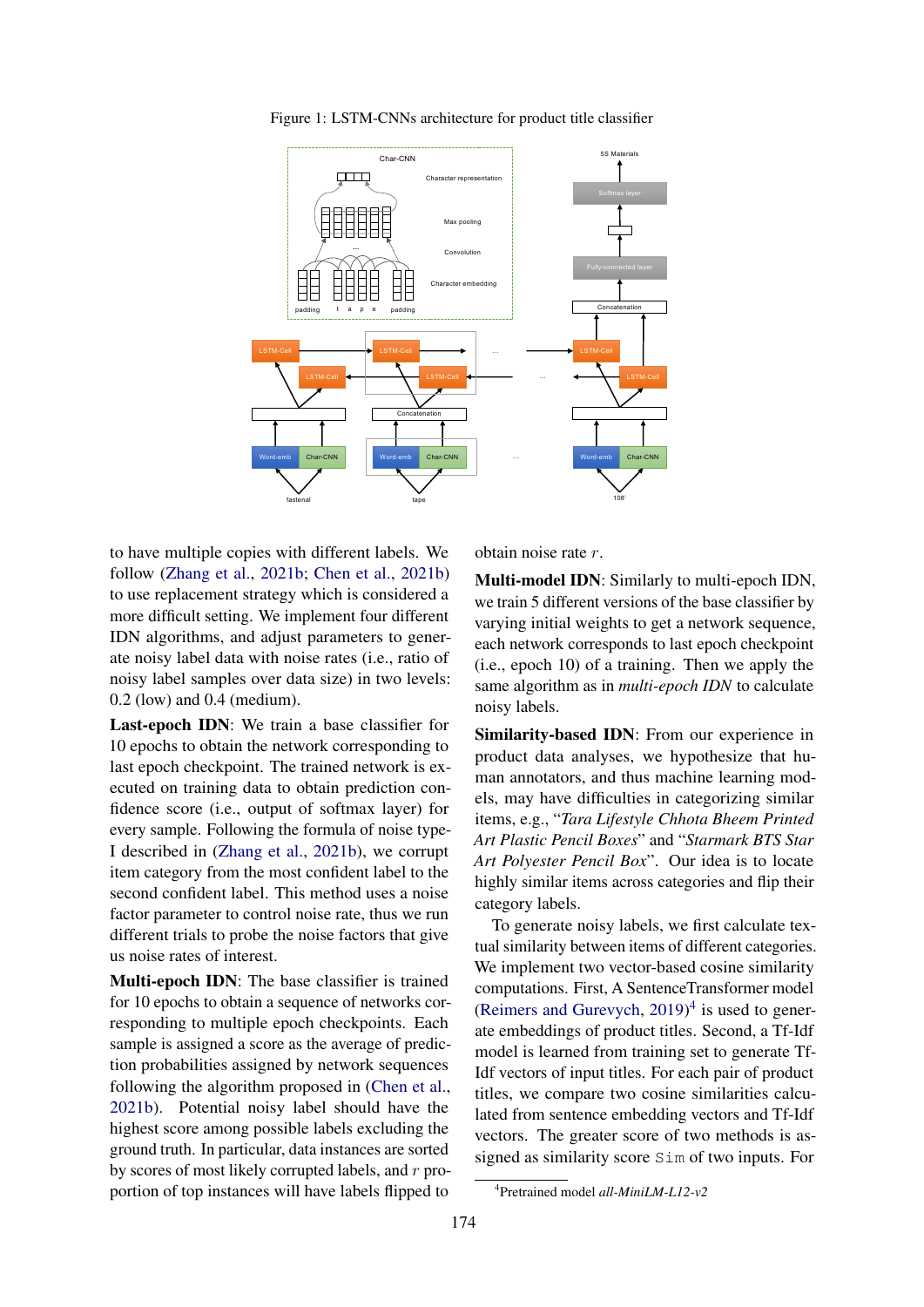Figure 1: LSTM-CNNs architecture for product title classifier

to have multiple copies with different labels. We follow (Zhang et al., 2021b; Chen et al., 2021b) to use replacement strategy which is considered a more difficult setting. We implement four different IDN algorithms, and adjust parameters to generate noisy label data with noise rates (i.e., ratio of noisy label samples over data size) in two levels: 0.2 (low) and 0.4 (medium).

**Last-epoch IDN**: We train a base classifier for 10 epochs to obtain the network corresponding to last epoch checkpoint. The trained network is executed on training data to obtain prediction confidence score (i.e., output of softmax layer) for every sample. Following the formula of noise type-I described in (Zhang et al., 2021b), we corrupt item category from the most confident label to the second confident label. This method uses a noise factor parameter to control noise rate, thus we run different trials to probe the noise factors that give us noise rates of interest.

**Multi-epoch IDN**: The base classifier is trained for 10 epochs to obtain a sequence of networks corresponding to multiple epoch checkpoints. Each sample is assigned a score as the average of prediction probabilities assigned by network sequences following the algorithm proposed in (Chen et al., 2021b). Potential noisy label should have the highest score among possible labels excluding the ground truth. In particular, data instances are sorted by scores of most likely corrupted labels, and $r$ proportion of top instances will have labels flipped to obtain noise rate $r$.

**Multi-model IDN**: Similarly to multi-epoch IDN, we train 5 different versions of the base classifier by varying initial weights to get a network sequence, each network corresponds to last epoch checkpoint (i.e., epoch 10) of a training. Then we apply the same algorithm as in *multi-epoch IDN* to calculate noisy labels.

**Similarity-based IDN**: From our experience in product data analyses, we hypothesize that human annotators, and thus machine learning models, may have difficulties in categorizing similar items, e.g., "*Tara Lifestyle Chhota Bheem Printed Art Plastic Pencil Boxes*" and "*Starmark BTS Star Art Polyester Pencil Box*". Our idea is to locate highly similar items across categories and flip their category labels.

To generate noisy labels, we first calculate textual similarity between items of different categories. We implement two vector-based cosine similarity computations. First, A SentenceTransformer model (Reimers and Gurevych, 2019)[4] is used to generate embeddings of product titles. Second, a Tf-Idf model is learned from training set to generate Tf-Idf vectors of input titles. For each pair of product titles, we compare two cosine similarities calculated from sentence embedding vectors and Tf-Idf vectors. The greater score of two methods is assigned as similarity score `Sim` of two inputs. For

[4]Pretrained model *all-MiniLM-L12-v2*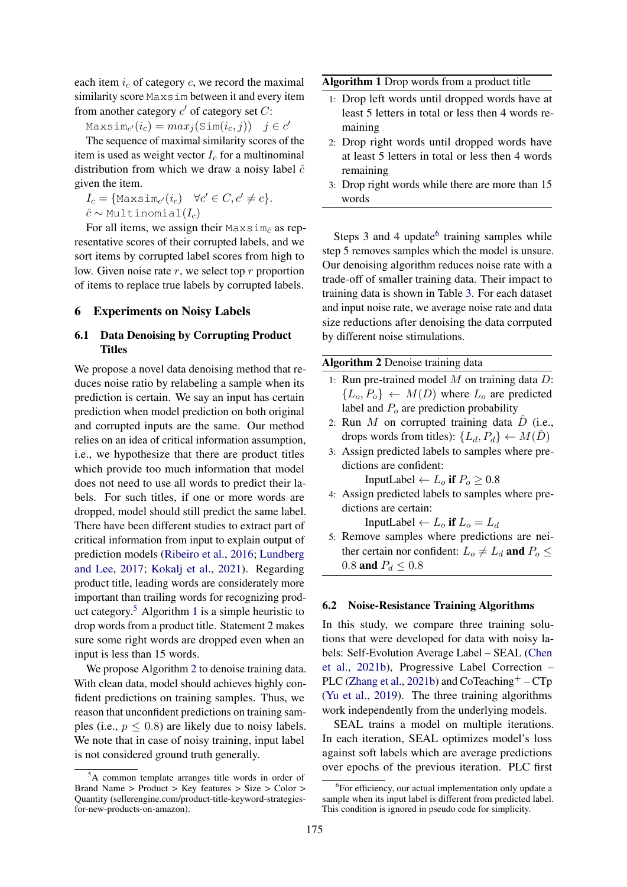each item $i_c$ of category $c$, we record the maximal similarity score Maxsim between it and every item from another category $c'$ of category set $C$:

$$\texttt{Maxsim}_{c'}(i_c) = max_j(\texttt{Sim}(i_c, j)) \quad j \in c'$$

The sequence of maximal similarity scores of the item is used as weight vector $I_c$ for a multinominal distribution from which we draw a noisy label $\hat{c}$ given the item.

$$I_c = \{\texttt{Maxsim}_{c'}(i_c) \quad \forall c' \in C, c' \neq c\}.$$

$$\hat{c} \sim \texttt{Multinomial}(I_c)$$

For all items, we assign their $\texttt{Maxsim}_{\hat{c}}$ as representative scores of their corrupted labels, and we sort items by corrupted label scores from high to low. Given noise rate $r$, we select top $r$ proportion of items to replace true labels by corrupted labels.

## 6 Experiments on Noisy Labels

### 6.1 Data Denoising by Corrupting Product Titles

We propose a novel data denoising method that reduces noise ratio by relabeling a sample when its prediction is certain. We say an input has certain prediction when model prediction on both original and corrupted inputs are the same. Our method relies on an idea of critical information assumption, i.e., we hypothesize that there are product titles which provide too much information that model does not need to use all words to predict their labels. For such titles, if one or more words are dropped, model should still predict the same label. There have been different studies to extract part of critical information from input to explain output of prediction models (Ribeiro et al., 2016; Lundberg and Lee, 2017; Kokalj et al., 2021). Regarding product title, leading words are considerately more important than trailing words for recognizing product category.[5] Algorithm 1 is a simple heuristic to drop words from a product title. Statement 2 makes sure some right words are dropped even when an input is less than 15 words.

We propose Algorithm 2 to denoise training data. With clean data, model should achieves highly confident predictions on training samples. Thus, we reason that unconfident predictions on training samples (i.e., $p \leq 0.8$) are likely due to noisy labels. We note that in case of noisy training, input label is not considered ground truth generally.

**Algorithm 1** Drop words from a product title

1. Drop left words until dropped words have at least 5 letters in total or less then 4 words remaining
2. Drop right words until dropped words have at least 5 letters in total or less then 4 words remaining
3. Drop right words while there are more than 15 words

Steps 3 and 4 update[6] training samples while step 5 removes samples which the model is unsure. Our denoising algorithm reduces noise rate with a trade-off of smaller training data. Their impact to training data is shown in Table 3. For each dataset and input noise rate, we average noise rate and data size reductions after denoising the data corrputed by different noise stimulations.

**Algorithm 2** Denoise training data

1. Run pre-trained model $M$ on training data $D$: $\{L_o, P_o\} \leftarrow M(D)$ where $L_o$ are predicted label and $P_o$ are prediction probability
2. Run $M$ on corrupted training data $\hat{D}$ (i.e., drops words from titles): $\{L_d, P_d\} \leftarrow M(\hat{D})$
3. Assign predicted labels to samples where predictions are confident:
   InputLabel $\leftarrow L_o$ **if** $P_o \geq 0.8$
4. Assign predicted labels to samples where predictions are certain:
   InputLabel $\leftarrow L_o$ **if** $L_o = L_d$
5. Remove samples where predictions are neither certain nor confident: $L_o \neq L_d$ **and** $P_o \leq 0.8$ **and** $P_d \leq 0.8$

### 6.2 Noise-Resistance Training Algorithms

In this study, we compare three training solutions that were developed for data with noisy labels: Self-Evolution Average Label – SEAL (Chen et al., 2021b), Progressive Label Correction – PLC (Zhang et al., 2021b) and CoTeaching$^{+}$ – CTp (Yu et al., 2019). The three training algorithms work independently from the underlying models.

SEAL trains a model on multiple iterations. In each iteration, SEAL optimizes model's loss against soft labels which are average predictions over epochs of the previous iteration. PLC first

[5] A common template arranges title words in order of Brand Name > Product > Key features > Size > Color > Quantity (sellerengine.com/product-title-keyword-strategies-for-new-products-on-amazon).

[6] For efficiency, our actual implementation only update a sample when its input label is different from predicted label. This condition is ignored in pseudo code for simplicity.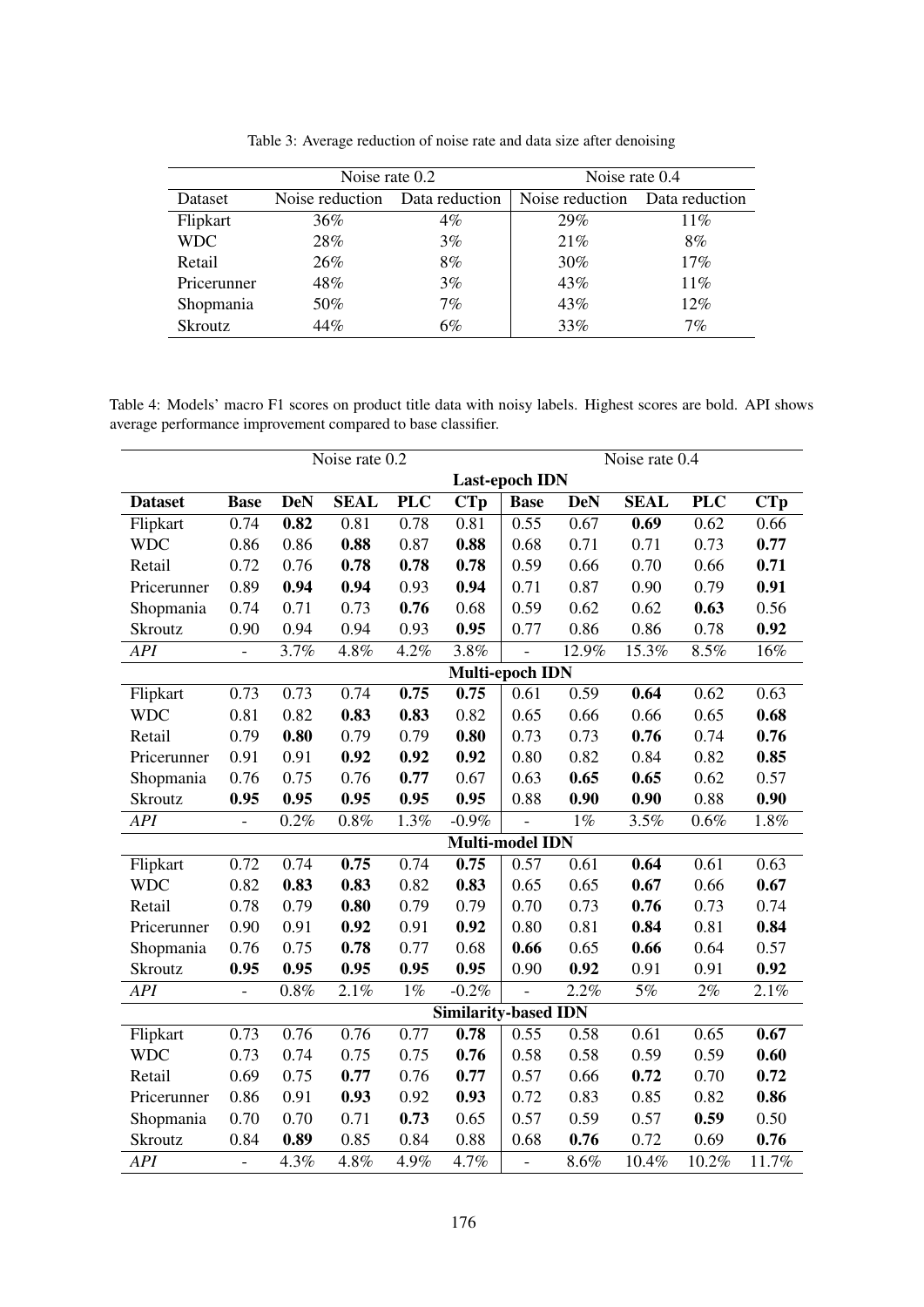Table 3: Average reduction of noise rate and data size after denoising

| | Noise rate 0.2 | | Noise rate 0.4 | |
|---|---|---|---|---|
| Dataset | Noise reduction | Data reduction | Noise reduction | Data reduction |
| Flipkart | 36% | 4% | 29% | 11% |
| WDC | 28% | 3% | 21% | 8% |
| Retail | 26% | 8% | 30% | 17% |
| Pricerunner | 48% | 3% | 43% | 11% |
| Shopmania | 50% | 7% | 43% | 12% |
| Skroutz | 44% | 6% | 33% | 7% |

Table 4: Models' macro F1 scores on product title data with noisy labels. Highest scores are bold. API shows average performance improvement compared to base classifier.

| | Noise rate 0.2 | | | | | Noise rate 0.4 | | | | |
|---|---|---|---|---|---|---|---|---|---|---|
| **Last-epoch IDN** | | | | | | | | | | |
| **Dataset** | **Base** | **DeN** | **SEAL** | **PLC** | **CTp** | **Base** | **DeN** | **SEAL** | **PLC** | **CTp** |
| Flipkart | 0.74 | **0.82** | 0.81 | 0.78 | 0.81 | 0.55 | 0.67 | **0.69** | 0.62 | 0.66 |
| WDC | 0.86 | 0.86 | **0.88** | 0.87 | **0.88** | 0.68 | 0.71 | 0.71 | 0.73 | **0.77** |
| Retail | 0.72 | 0.76 | **0.78** | **0.78** | **0.78** | 0.59 | 0.66 | 0.70 | 0.66 | **0.71** |
| Pricerunner | 0.89 | **0.94** | **0.94** | 0.93 | **0.94** | 0.71 | 0.87 | 0.90 | 0.79 | **0.91** |
| Shopmania | 0.74 | 0.71 | 0.73 | **0.76** | 0.68 | 0.59 | 0.62 | 0.62 | **0.63** | 0.56 |
| Skroutz | 0.90 | 0.94 | 0.94 | 0.93 | **0.95** | 0.77 | 0.86 | 0.86 | 0.78 | **0.92** |
| *API* | - | 3.7% | 4.8% | 4.2% | 3.8% | - | 12.9% | 15.3% | 8.5% | 16% |
| **Multi-epoch IDN** | | | | | | | | | | |
| Flipkart | 0.73 | 0.73 | 0.74 | **0.75** | **0.75** | 0.61 | 0.59 | **0.64** | 0.62 | 0.63 |
| WDC | 0.81 | 0.82 | **0.83** | **0.83** | 0.82 | 0.65 | 0.66 | 0.66 | 0.65 | **0.68** |
| Retail | 0.79 | **0.80** | 0.79 | 0.79 | **0.80** | 0.73 | 0.73 | **0.76** | 0.74 | **0.76** |
| Pricerunner | 0.91 | 0.91 | **0.92** | **0.92** | **0.92** | 0.80 | 0.82 | 0.84 | 0.82 | **0.85** |
| Shopmania | 0.76 | 0.75 | 0.76 | **0.77** | 0.67 | 0.63 | **0.65** | **0.65** | 0.62 | 0.57 |
| Skroutz | **0.95** | **0.95** | **0.95** | **0.95** | **0.95** | 0.88 | **0.90** | **0.90** | 0.88 | **0.90** |
| *API* | - | 0.2% | 0.8% | 1.3% | -0.9% | - | 1% | 3.5% | 0.6% | 1.8% |
| **Multi-model IDN** | | | | | | | | | | |
| Flipkart | 0.72 | 0.74 | **0.75** | 0.74 | **0.75** | 0.57 | 0.61 | **0.64** | 0.61 | 0.63 |
| WDC | 0.82 | **0.83** | **0.83** | 0.82 | **0.83** | 0.65 | 0.65 | **0.67** | 0.66 | **0.67** |
| Retail | 0.78 | 0.79 | **0.80** | 0.79 | 0.79 | 0.70 | 0.73 | **0.76** | 0.73 | 0.74 |
| Pricerunner | 0.90 | 0.91 | **0.92** | 0.91 | **0.92** | 0.80 | 0.81 | **0.84** | 0.81 | **0.84** |
| Shopmania | 0.76 | 0.75 | **0.78** | 0.77 | 0.68 | **0.66** | 0.65 | **0.66** | 0.64 | 0.57 |
| Skroutz | **0.95** | **0.95** | **0.95** | **0.95** | **0.95** | 0.90 | **0.92** | 0.91 | 0.91 | **0.92** |
| *API* | - | 0.8% | 2.1% | 1% | -0.2% | - | 2.2% | 5% | 2% | 2.1% |
| **Similarity-based IDN** | | | | | | | | | | |
| Flipkart | 0.73 | 0.76 | 0.76 | 0.77 | **0.78** | 0.55 | 0.58 | 0.61 | 0.65 | **0.67** |
| WDC | 0.73 | 0.74 | 0.75 | 0.75 | **0.76** | 0.58 | 0.58 | 0.59 | 0.59 | **0.60** |
| Retail | 0.69 | 0.75 | **0.77** | 0.76 | **0.77** | 0.57 | 0.66 | **0.72** | 0.70 | **0.72** |
| Pricerunner | 0.86 | 0.91 | **0.93** | 0.92 | **0.93** | 0.72 | 0.83 | 0.85 | 0.82 | **0.86** |
| Shopmania | 0.70 | 0.70 | 0.71 | **0.73** | 0.65 | 0.57 | 0.59 | 0.57 | **0.59** | 0.50 |
| Skroutz | 0.84 | **0.89** | 0.85 | 0.84 | 0.88 | 0.68 | **0.76** | 0.72 | 0.69 | **0.76** |
| *API* | - | 4.3% | 4.8% | 4.9% | 4.7% | - | 8.6% | 10.4% | 10.2% | 11.7% |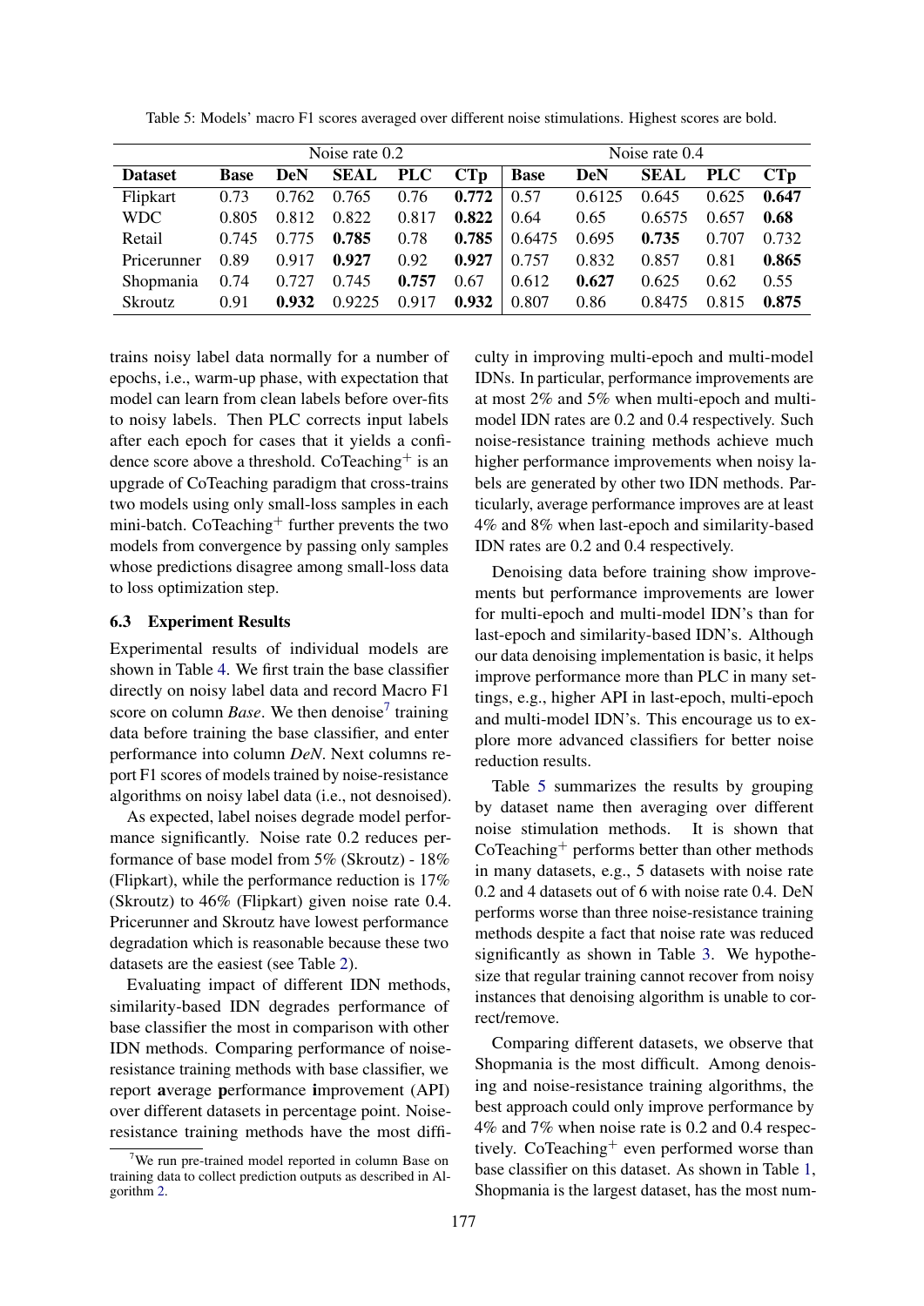Table 5: Models' macro F1 scores averaged over different noise stimulations. Highest scores are bold.

| | Noise rate 0.2 | | | | | Noise rate 0.4 | | | | |
|---|---|---|---|---|---|---|---|---|---|---|
| **Dataset** | **Base** | **DeN** | **SEAL** | **PLC** | **CTp** | **Base** | **DeN** | **SEAL** | **PLC** | **CTp** |
| Flipkart | 0.73 | 0.762 | 0.765 | 0.76 | **0.772** | 0.57 | 0.6125 | 0.645 | 0.625 | **0.647** |
| WDC | 0.805 | 0.812 | 0.822 | 0.817 | **0.822** | 0.64 | 0.65 | 0.6575 | 0.657 | **0.68** |
| Retail | 0.745 | 0.775 | **0.785** | 0.78 | **0.785** | 0.6475 | 0.695 | **0.735** | 0.707 | 0.732 |
| Pricerunner | 0.89 | 0.917 | **0.927** | 0.92 | **0.927** | 0.757 | 0.832 | 0.857 | 0.81 | **0.865** |
| Shopmania | 0.74 | 0.727 | 0.745 | **0.757** | 0.67 | 0.612 | **0.627** | 0.625 | 0.62 | 0.55 |
| Skroutz | 0.91 | **0.932** | 0.9225 | 0.917 | **0.932** | 0.807 | 0.86 | 0.8475 | 0.815 | **0.875** |

trains noisy label data normally for a number of epochs, i.e., warm-up phase, with expectation that model can learn from clean labels before over-fits to noisy labels. Then PLC corrects input labels after each epoch for cases that it yields a confidence score above a threshold. CoTeaching$^+$ is an upgrade of CoTeaching paradigm that cross-trains two models using only small-loss samples in each mini-batch. CoTeaching$^+$ further prevents the two models from convergence by passing only samples whose predictions disagree among small-loss data to loss optimization step.

### 6.3 Experiment Results

Experimental results of individual models are shown in Table 4. We first train the base classifier directly on noisy label data and record Macro F1 score on column *Base*. We then denoise[7] training data before training the base classifier, and enter performance into column *DeN*. Next columns report F1 scores of models trained by noise-resistance algorithms on noisy label data (i.e., not desnoised).

As expected, label noises degrade model performance significantly. Noise rate 0.2 reduces performance of base model from 5% (Skroutz) - 18% (Flipkart), while the performance reduction is 17% (Skroutz) to 46% (Flipkart) given noise rate 0.4. Pricerunner and Skroutz have lowest performance degradation which is reasonable because these two datasets are the easiest (see Table 2).

Evaluating impact of different IDN methods, similarity-based IDN degrades performance of base classifier the most in comparison with other IDN methods. Comparing performance of noise-resistance training methods with base classifier, we report **a**verage **p**erformance **i**mprovement (API) over different datasets in percentage point. Noise-resistance training methods have the most difficulty in improving multi-epoch and multi-model IDNs. In particular, performance improvements are at most 2% and 5% when multi-epoch and multi-model IDN rates are 0.2 and 0.4 respectively. Such noise-resistance training methods achieve much higher performance improvements when noisy labels are generated by other two IDN methods. Particularly, average performance improves are at least 4% and 8% when last-epoch and similarity-based IDN rates are 0.2 and 0.4 respectively.

Denoising data before training show improvements but performance improvements are lower for multi-epoch and multi-model IDN's than for last-epoch and similarity-based IDN's. Although our data denoising implementation is basic, it helps improve performance more than PLC in many settings, e.g., higher API in last-epoch, multi-epoch and multi-model IDN's. This encourage us to explore more advanced classifiers for better noise reduction results.

Table 5 summarizes the results by grouping by dataset name then averaging over different noise stimulation methods. It is shown that CoTeaching$^+$ performs better than other methods in many datasets, e.g., 5 datasets with noise rate 0.2 and 4 datasets out of 6 with noise rate 0.4. DeN performs worse than three noise-resistance training methods despite a fact that noise rate was reduced significantly as shown in Table 3. We hypothesize that regular training cannot recover from noisy instances that denoising algorithm is unable to correct/remove.

Comparing different datasets, we observe that Shopmania is the most difficult. Among denoising and noise-resistance training algorithms, the best approach could only improve performance by 4% and 7% when noise rate is 0.2 and 0.4 respectively. CoTeaching$^+$ even performed worse than base classifier on this dataset. As shown in Table 1, Shopmania is the largest dataset, has the most num-

[7] We run pre-trained model reported in column Base on training data to collect prediction outputs as described in Algorithm 2.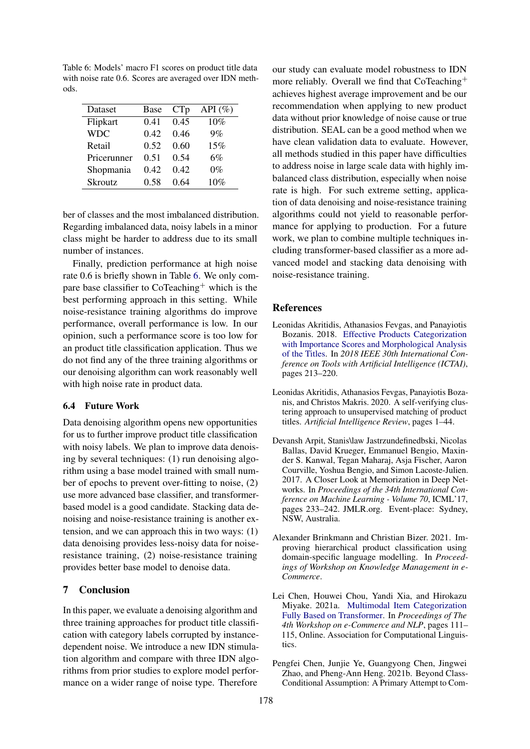Table 6: Models' macro F1 scores on product title data with noise rate 0.6. Scores are averaged over IDN methods.

| Dataset | Base | CTp | API (%) |
|---|---|---|---|
| Flipkart | 0.41 | 0.45 | 10% |
| WDC | 0.42 | 0.46 | 9% |
| Retail | 0.52 | 0.60 | 15% |
| Pricerunner | 0.51 | 0.54 | 6% |
| Shopmania | 0.42 | 0.42 | 0% |
| Skroutz | 0.58 | 0.64 | 10% |

ber of classes and the most imbalanced distribution. Regarding imbalanced data, noisy labels in a minor class might be harder to address due to its small number of instances.

Finally, prediction performance at high noise rate 0.6 is briefly shown in Table 6. We only compare base classifier to CoTeaching$^+$ which is the best performing approach in this setting. While noise-resistance training algorithms do improve performance, overall performance is low. In our opinion, such a performance score is too low for an product title classification application. Thus we do not find any of the three training algorithms or our denoising algorithm can work reasonably well with high noise rate in product data.

### 6.4 Future Work

Data denoising algorithm opens new opportunities for us to further improve product title classification with noisy labels. We plan to improve data denoising by several techniques: (1) run denoising algorithm using a base model trained with small number of epochs to prevent over-fitting to noise, (2) use more advanced base classifier, and transformer-based model is a good candidate. Stacking data denoising and noise-resistance training is another extension, and we can approach this in two ways: (1) data denoising provides less-noisy data for noise-resistance training, (2) noise-resistance training provides better base model to denoise data.

## 7 Conclusion

In this paper, we evaluate a denoising algorithm and three training approaches for product title classification with category labels corrupted by instance-dependent noise. We introduce a new IDN stimulation algorithm and compare with three IDN algorithms from prior studies to explore model performance on a wider range of noise type. Therefore our study can evaluate model robustness to IDN more reliably. Overall we find that CoTeaching$^+$ achieves highest average improvement and be our recommendation when applying to new product data without prior knowledge of noise cause or true distribution. SEAL can be a good method when we have clean validation data to evaluate. However, all methods studied in this paper have difficulties to address noise in large scale data with highly imbalanced class distribution, especially when noise rate is high. For such extreme setting, application of data denoising and noise-resistance training algorithms could not yield to reasonable performance for applying to production. For a future work, we plan to combine multiple techniques including transformer-based classifier as a more advanced model and stacking data denoising with noise-resistance training.

## References

Leonidas Akritidis, Athanasios Fevgas, and Panayiotis Bozanis. 2018. Effective Products Categorization with Importance Scores and Morphological Analysis of the Titles. In *2018 IEEE 30th International Conference on Tools with Artificial Intelligence (ICTAI)*, pages 213–220.

Leonidas Akritidis, Athanasios Fevgas, Panayiotis Bozanis, and Christos Makris. 2020. A self-verifying clustering approach to unsupervised matching of product titles. *Artificial Intelligence Review*, pages 1–44.

Devansh Arpit, Stanis\law Jastrzundefinedbski, Nicolas Ballas, David Krueger, Emmanuel Bengio, Maxinder S. Kanwal, Tegan Maharaj, Asja Fischer, Aaron Courville, Yoshua Bengio, and Simon Lacoste-Julien. 2017. A Closer Look at Memorization in Deep Networks. In *Proceedings of the 34th International Conference on Machine Learning - Volume 70*, ICML'17, pages 233–242. JMLR.org. Event-place: Sydney, NSW, Australia.

Alexander Brinkmann and Christian Bizer. 2021. Improving hierarchical product classification using domain-specific language modelling. In *Proceedings of Workshop on Knowledge Management in e-Commerce*.

Lei Chen, Houwei Chou, Yandi Xia, and Hirokazu Miyake. 2021a. Multimodal Item Categorization Fully Based on Transformer. In *Proceedings of The 4th Workshop on e-Commerce and NLP*, pages 111–115, Online. Association for Computational Linguistics.

Pengfei Chen, Junjie Ye, Guangyong Chen, Jingwei Zhao, and Pheng-Ann Heng. 2021b. Beyond Class-Conditional Assumption: A Primary Attempt to Com-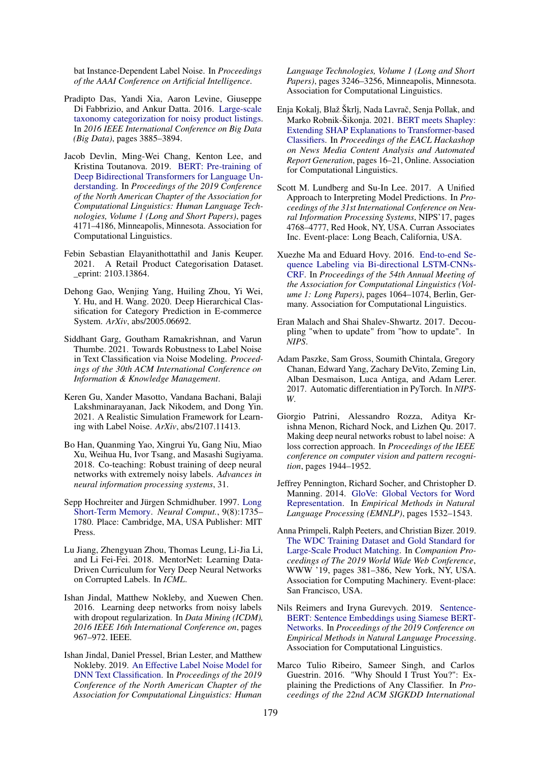bat Instance-Dependent Label Noise. In *Proceedings of the AAAI Conference on Artificial Intelligence*.

Pradipto Das, Yandi Xia, Aaron Levine, Giuseppe Di Fabbrizio, and Ankur Datta. 2016. Large-scale taxonomy categorization for noisy product listings. In *2016 IEEE International Conference on Big Data (Big Data)*, pages 3885–3894.

Jacob Devlin, Ming-Wei Chang, Kenton Lee, and Kristina Toutanova. 2019. BERT: Pre-training of Deep Bidirectional Transformers for Language Understanding. In *Proceedings of the 2019 Conference of the North American Chapter of the Association for Computational Linguistics: Human Language Technologies, Volume 1 (Long and Short Papers)*, pages 4171–4186, Minneapolis, Minnesota. Association for Computational Linguistics.

Febin Sebastian Elayanithottathil and Janis Keuper. 2021. A Retail Product Categorisation Dataset. _eprint: 2103.13864.

Dehong Gao, Wenjing Yang, Huiling Zhou, Yi Wei, Y. Hu, and H. Wang. 2020. Deep Hierarchical Classification for Category Prediction in E-commerce System. *ArXiv*, abs/2005.06692.

Siddhant Garg, Goutham Ramakrishnan, and Varun Thumbe. 2021. Towards Robustness to Label Noise in Text Classification via Noise Modeling. *Proceedings of the 30th ACM International Conference on Information & Knowledge Management*.

Keren Gu, Xander Masotto, Vandana Bachani, Balaji Lakshminarayanan, Jack Nikodem, and Dong Yin. 2021. A Realistic Simulation Framework for Learning with Label Noise. *ArXiv*, abs/2107.11413.

Bo Han, Quanming Yao, Xingrui Yu, Gang Niu, Miao Xu, Weihua Hu, Ivor Tsang, and Masashi Sugiyama. 2018. Co-teaching: Robust training of deep neural networks with extremely noisy labels. *Advances in neural information processing systems*, 31.

Sepp Hochreiter and Jürgen Schmidhuber. 1997. Long Short-Term Memory. *Neural Comput.*, 9(8):1735–1780. Place: Cambridge, MA, USA Publisher: MIT Press.

Lu Jiang, Zhengyuan Zhou, Thomas Leung, Li-Jia Li, and Li Fei-Fei. 2018. MentorNet: Learning Data-Driven Curriculum for Very Deep Neural Networks on Corrupted Labels. In *ICML*.

Ishan Jindal, Matthew Nokleby, and Xuewen Chen. 2016. Learning deep networks from noisy labels with dropout regularization. In *Data Mining (ICDM), 2016 IEEE 16th International Conference on*, pages 967–972. IEEE.

Ishan Jindal, Daniel Pressel, Brian Lester, and Matthew Nokleby. 2019. An Effective Label Noise Model for DNN Text Classification. In *Proceedings of the 2019 Conference of the North American Chapter of the Association for Computational Linguistics: Human Language Technologies, Volume 1 (Long and Short Papers)*, pages 3246–3256, Minneapolis, Minnesota. Association for Computational Linguistics.

Enja Kokalj, Blaž Škrlj, Nada Lavrač, Senja Pollak, and Marko Robnik-Šikonja. 2021. BERT meets Shapley: Extending SHAP Explanations to Transformer-based Classifiers. In *Proceedings of the EACL Hackashop on News Media Content Analysis and Automated Report Generation*, pages 16–21, Online. Association for Computational Linguistics.

Scott M. Lundberg and Su-In Lee. 2017. A Unified Approach to Interpreting Model Predictions. In *Proceedings of the 31st International Conference on Neural Information Processing Systems*, NIPS'17, pages 4768–4777, Red Hook, NY, USA. Curran Associates Inc. Event-place: Long Beach, California, USA.

Xuezhe Ma and Eduard Hovy. 2016. End-to-end Sequence Labeling via Bi-directional LSTM-CNNs-CRF. In *Proceedings of the 54th Annual Meeting of the Association for Computational Linguistics (Volume 1: Long Papers)*, pages 1064–1074, Berlin, Germany. Association for Computational Linguistics.

Eran Malach and Shai Shalev-Shwartz. 2017. Decoupling "when to update" from "how to update". In *NIPS*.

Adam Paszke, Sam Gross, Soumith Chintala, Gregory Chanan, Edward Yang, Zachary DeVito, Zeming Lin, Alban Desmaison, Luca Antiga, and Adam Lerer. 2017. Automatic differentiation in PyTorch. In *NIPS-W*.

Giorgio Patrini, Alessandro Rozza, Aditya Krishna Menon, Richard Nock, and Lizhen Qu. 2017. Making deep neural networks robust to label noise: A loss correction approach. In *Proceedings of the IEEE conference on computer vision and pattern recognition*, pages 1944–1952.

Jeffrey Pennington, Richard Socher, and Christopher D. Manning. 2014. GloVe: Global Vectors for Word Representation. In *Empirical Methods in Natural Language Processing (EMNLP)*, pages 1532–1543.

Anna Primpeli, Ralph Peeters, and Christian Bizer. 2019. The WDC Training Dataset and Gold Standard for Large-Scale Product Matching. In *Companion Proceedings of The 2019 World Wide Web Conference*, WWW '19, pages 381–386, New York, NY, USA. Association for Computing Machinery. Event-place: San Francisco, USA.

Nils Reimers and Iryna Gurevych. 2019. Sentence-BERT: Sentence Embeddings using Siamese BERT-Networks. In *Proceedings of the 2019 Conference on Empirical Methods in Natural Language Processing*. Association for Computational Linguistics.

Marco Tulio Ribeiro, Sameer Singh, and Carlos Guestrin. 2016. "Why Should I Trust You?": Explaining the Predictions of Any Classifier. In *Proceedings of the 22nd ACM SIGKDD International*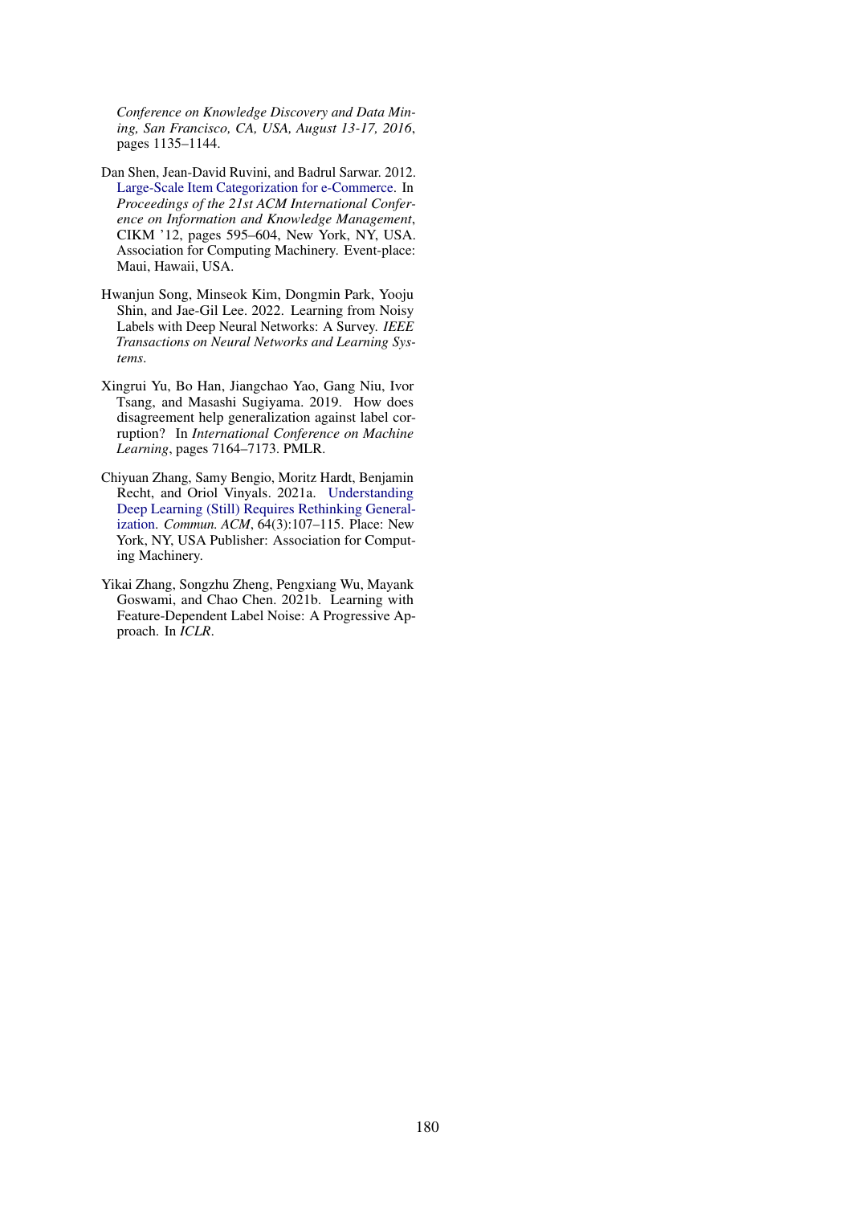*Conference on Knowledge Discovery and Data Mining, San Francisco, CA, USA, August 13-17, 2016*, pages 1135–1144.

Dan Shen, Jean-David Ruvini, and Badrul Sarwar. 2012. Large-Scale Item Categorization for e-Commerce. In *Proceedings of the 21st ACM International Conference on Information and Knowledge Management*, CIKM '12, pages 595–604, New York, NY, USA. Association for Computing Machinery. Event-place: Maui, Hawaii, USA.

Hwanjun Song, Minseok Kim, Dongmin Park, Yooju Shin, and Jae-Gil Lee. 2022. Learning from Noisy Labels with Deep Neural Networks: A Survey. *IEEE Transactions on Neural Networks and Learning Systems*.

Xingrui Yu, Bo Han, Jiangchao Yao, Gang Niu, Ivor Tsang, and Masashi Sugiyama. 2019. How does disagreement help generalization against label corruption? In *International Conference on Machine Learning*, pages 7164–7173. PMLR.

Chiyuan Zhang, Samy Bengio, Moritz Hardt, Benjamin Recht, and Oriol Vinyals. 2021a. Understanding Deep Learning (Still) Requires Rethinking Generalization. *Commun. ACM*, 64(3):107–115. Place: New York, NY, USA Publisher: Association for Computing Machinery.

Yikai Zhang, Songzhu Zheng, Pengxiang Wu, Mayank Goswami, and Chao Chen. 2021b. Learning with Feature-Dependent Label Noise: A Progressive Approach. In *ICLR*.